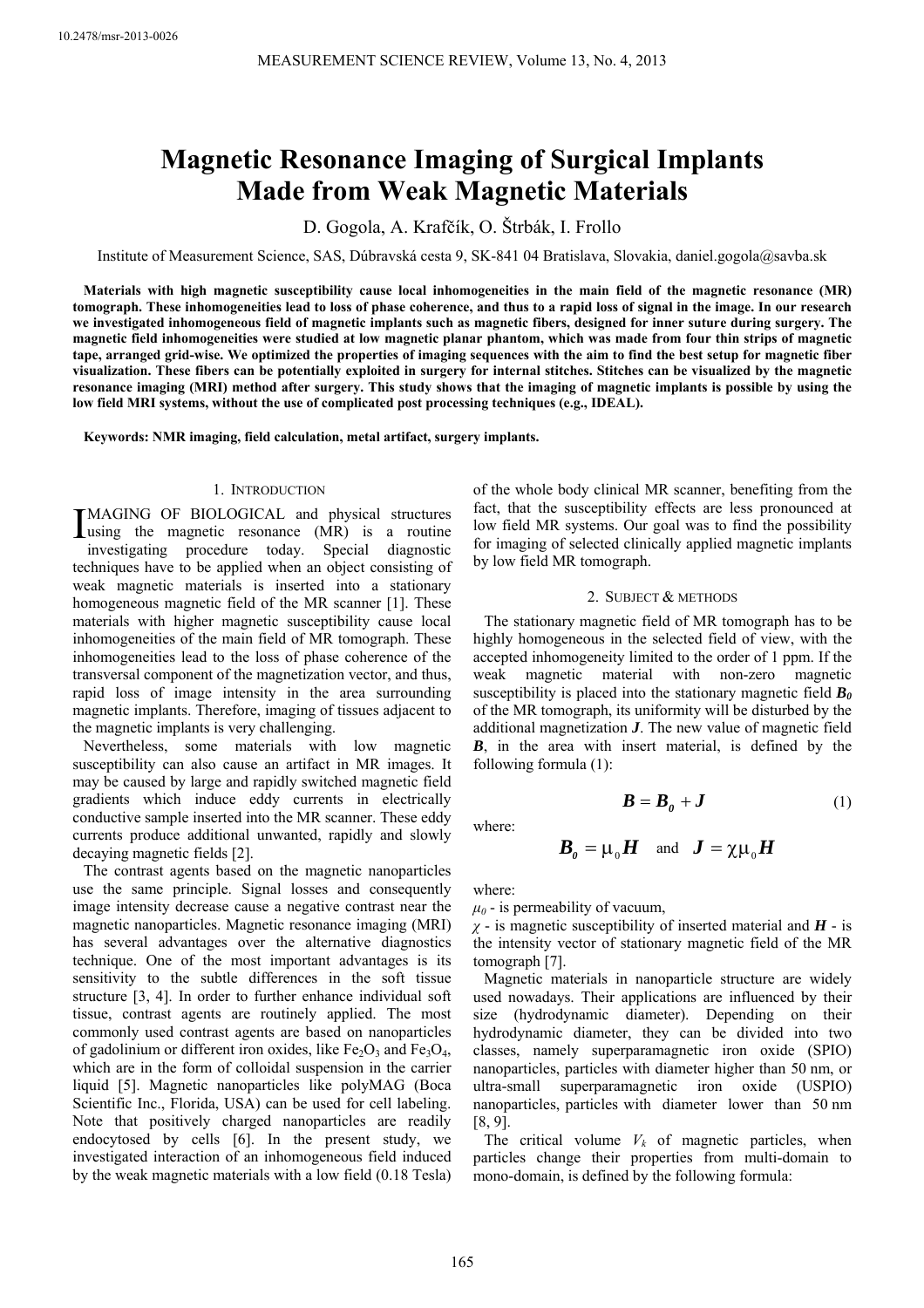10.2478/msr-2013-0026

# Magnetic Resonance Imaging of Surgical Implants Made from Weak Magnetic Materials

D. Gogola, A. Krafčík, O. Štrbák, I. Frollo

Institute of Measurement Science, SAS, Dúbravská cesta 9, SK-841 04 Bratislava, Slovakia, daniel.gogola@savba.sk

**Materials with high magnetic susceptibility cause local inhomogeneities in the main field of the magnetic resonance (MR) tomograph. These inhomogeneities lead to loss of phase coherence, and thus to a rapid loss of signal in the image. In our research we investigated inhomogeneous field of magnetic implants such as magnetic fibers, designed for inner suture during surgery. The magnetic field inhomogeneities were studied at low magnetic planar phantom, which was made from four thin strips of magnetic tape, arranged grid-wise. We optimized the properties of imaging sequences with the aim to find the best setup for magnetic fiber visualization. These fibers can be potentially exploited in surgery for internal stitches. Stitches can be visualized by the magnetic resonance imaging (MRI) method after surgery. This study shows that the imaging of magnetic implants is possible by using the low field MRI systems, without the use of complicated post processing techniques (e.g., IDEAL).**

**Keywords: NMR imaging, field calculation, metal artifact, surgery implants.**

## 1. Introduction

Imaging of biological and physical structures using the magnetic resonance (MR) is a routine investigating procedure today. Special diagnostic techniques have to be applied when an object consisting of weak magnetic materials is inserted into a stationary homogeneous magnetic field of the MR scanner [1]. These materials with higher magnetic susceptibility cause local inhomogeneities of the main field of MR tomograph. These inhomogeneities lead to the loss of phase coherence of the transversal component of the magnetization vector, and thus, rapid loss of image intensity in the area surrounding magnetic implants. Therefore, imaging of tissues adjacent to the magnetic implants is very challenging.

Nevertheless, some materials with low magnetic susceptibility can also cause an artifact in MR images. It may be caused by large and rapidly switched magnetic field gradients which induce eddy currents in electrically conductive sample inserted into the MR scanner. These eddy currents produce additional unwanted, rapidly and slowly decaying magnetic fields [2].

The contrast agents based on the magnetic nanoparticles use the same principle. Signal losses and consequently image intensity decrease cause a negative contrast near the magnetic nanoparticles. Magnetic resonance imaging (MRI) has several advantages over the alternative diagnostics technique. One of the most important advantages is its sensitivity to the subtle differences in the soft tissue structure [3, 4]. In order to further enhance individual soft tissue, contrast agents are routinely applied. The most commonly used contrast agents are based on nanoparticles of gadolinium or different iron oxides, like $Fe_2O_3$ and $Fe_3O_4$, which are in the form of colloidal suspension in the carrier liquid [5]. Magnetic nanoparticles like polyMAG (Boca Scientific Inc., Florida, USA) can be used for cell labeling. Note that positively charged nanoparticles are readily endocytosed by cells [6]. In the present study, we investigated interaction of an inhomogeneous field induced by the weak magnetic materials with a low field (0.18 Tesla) of the whole body clinical MR scanner, benefiting from the fact, that the susceptibility effects are less pronounced at low field MR systems. Our goal was to find the possibility for imaging of selected clinically applied magnetic implants by low field MR tomograph.

## 2. Subject & methods

The stationary magnetic field of MR tomograph has to be highly homogeneous in the selected field of view, with the accepted inhomogeneity limited to the order of 1 ppm. If the weak magnetic material with non-zero magnetic susceptibility is placed into the stationary magnetic field $\boldsymbol{B_0}$ of the MR tomograph, its uniformity will be disturbed by the additional magnetization $\boldsymbol{J}$. The new value of magnetic field $\boldsymbol{B}$, in the area with insert material, is defined by the following formula (1):

$$\boldsymbol{B} = \boldsymbol{B_0} + \boldsymbol{J} \tag{1}$$

where:

$$\boldsymbol{B_0} = \mu_0 \boldsymbol{H} \quad \text{and} \quad \boldsymbol{J} = \chi \mu_0 \boldsymbol{H}$$

where:

$\mu_0$ - is permeability of vacuum,

$\chi$ - is magnetic susceptibility of inserted material and $\boldsymbol{H}$ - is the intensity vector of stationary magnetic field of the MR tomograph [7].

Magnetic materials in nanoparticle structure are widely used nowadays. Their applications are influenced by their size (hydrodynamic diameter). Depending on their hydrodynamic diameter, they can be divided into two classes, namely superparamagnetic iron oxide (SPIO) nanoparticles, particles with diameter higher than 50 nm, or ultra-small superparamagnetic iron oxide (USPIO) nanoparticles, particles with diameter lower than 50 nm [8, 9].

The critical volume $V_k$ of magnetic particles, when particles change their properties from multi-domain to mono-domain, is defined by the following formula: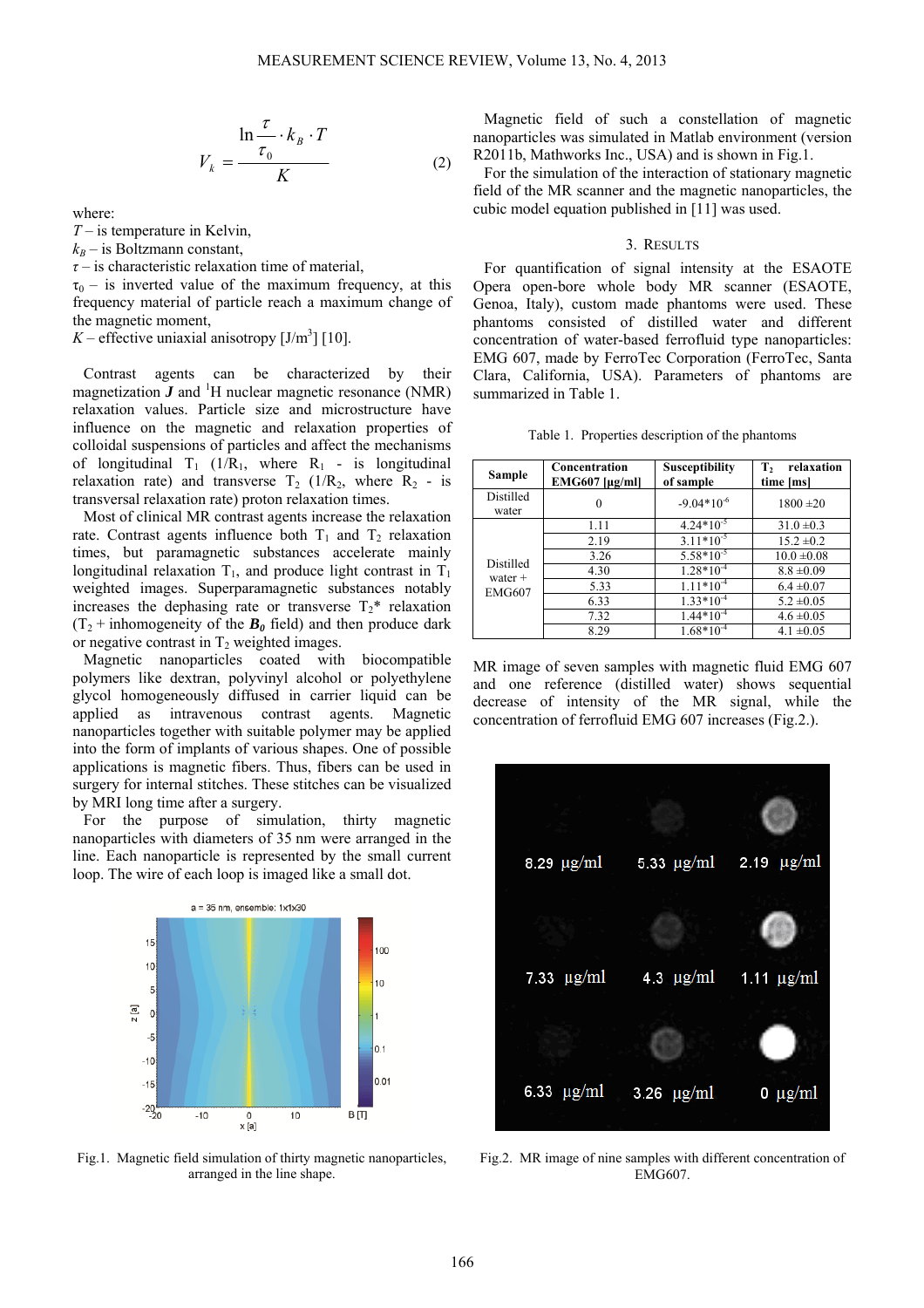$$V_k = \frac{\ln \frac{\tau}{\tau_0} \cdot k_B \cdot T}{K} \qquad (2)$$

where:

$T$ – is temperature in Kelvin,

$k_B$ – is Boltzmann constant,

$\tau$ – is characteristic relaxation time of material,

$\tau_0$ – is inverted value of the maximum frequency, at this frequency material of particle reach a maximum change of the magnetic moment,

$K$ – effective uniaxial anisotropy [J/m$^3$] [10].

Contrast agents can be characterized by their magnetization $\boldsymbol{J}$ and $^1$H nuclear magnetic resonance (NMR) relaxation values. Particle size and microstructure have influence on the magnetic and relaxation properties of colloidal suspensions of particles and affect the mechanisms of longitudinal $T_1$ ($1/R_1$, where $R_1$ - is longitudinal relaxation rate) and transverse $T_2$ ($1/R_2$, where $R_2$ - is transversal relaxation rate) proton relaxation times.

Most of clinical MR contrast agents increase the relaxation rate. Contrast agents influence both $T_1$ and $T_2$ relaxation times, but paramagnetic substances accelerate mainly longitudinal relaxation $T_1$, and produce light contrast in $T_1$ weighted images. Superparamagnetic substances notably increases the dephasing rate or transverse $T_2$* relaxation ($T_2$ + inhomogeneity of the $\boldsymbol{B_0}$ field) and then produce dark or negative contrast in $T_2$ weighted images.

Magnetic nanoparticles coated with biocompatible polymers like dextran, polyvinyl alcohol or polyethylene glycol homogeneously diffused in carrier liquid can be applied as intravenous contrast agents. Magnetic nanoparticles together with suitable polymer may be applied into the form of implants of various shapes. One of possible applications is magnetic fibers. Thus, fibers can be used in surgery for internal stitches. These stitches can be visualized by MRI long time after a surgery.

For the purpose of simulation, thirty magnetic nanoparticles with diameters of 35 nm were arranged in the line. Each nanoparticle is represented by the small current loop. The wire of each loop is imaged like a small dot.

Fig.1. Magnetic field simulation of thirty magnetic nanoparticles, arranged in the line shape.

Magnetic field of such a constellation of magnetic nanoparticles was simulated in Matlab environment (version R2011b, Mathworks Inc., USA) and is shown in Fig.1.

For the simulation of the interaction of stationary magnetic field of the MR scanner and the magnetic nanoparticles, the cubic model equation published in [11] was used.

## 3. RESULTS

For quantification of signal intensity at the ESAOTE Opera open-bore whole body MR scanner (ESAOTE, Genoa, Italy), custom made phantoms were used. These phantoms consisted of distilled water and different concentration of water-based ferrofluid type nanoparticles: EMG 607, made by FerroTec Corporation (FerroTec, Santa Clara, California, USA). Parameters of phantoms are summarized in Table 1.

Table 1. Properties description of the phantoms

| Sample | Concentration EMG607 [μg/ml] | Susceptibility of sample | $T_2$ relaxation time [ms] |
|---|---|---|---|
| Distilled water | 0 | $-9.04*10^{-6}$ | 1800 ±20 |
| Distilled water + EMG607 | 1.11 | $4.24*10^{-5}$ | 31.0 ±0.3 |
| | 2.19 | $3.11*10^{-5}$ | 15.2 ±0.2 |
| | 3.26 | $5.58*10^{-5}$ | 10.0 ±0.08 |
| | 4.30 | $1.28*10^{-4}$ | 8.8 ±0.09 |
| | 5.33 | $1.11*10^{-4}$ | 6.4 ±0.07 |
| | 6.33 | $1.33*10^{-4}$ | 5.2 ±0.05 |
| | 7.32 | $1.44*10^{-4}$ | 4.6 ±0.05 |
| | 8.29 | $1.68*10^{-4}$ | 4.1 ±0.05 |

MR image of seven samples with magnetic fluid EMG 607 and one reference (distilled water) shows sequential decrease of intensity of the MR signal, while the concentration of ferrofluid EMG 607 increases (Fig.2.).

Fig.2. MR image of nine samples with different concentration of EMG607.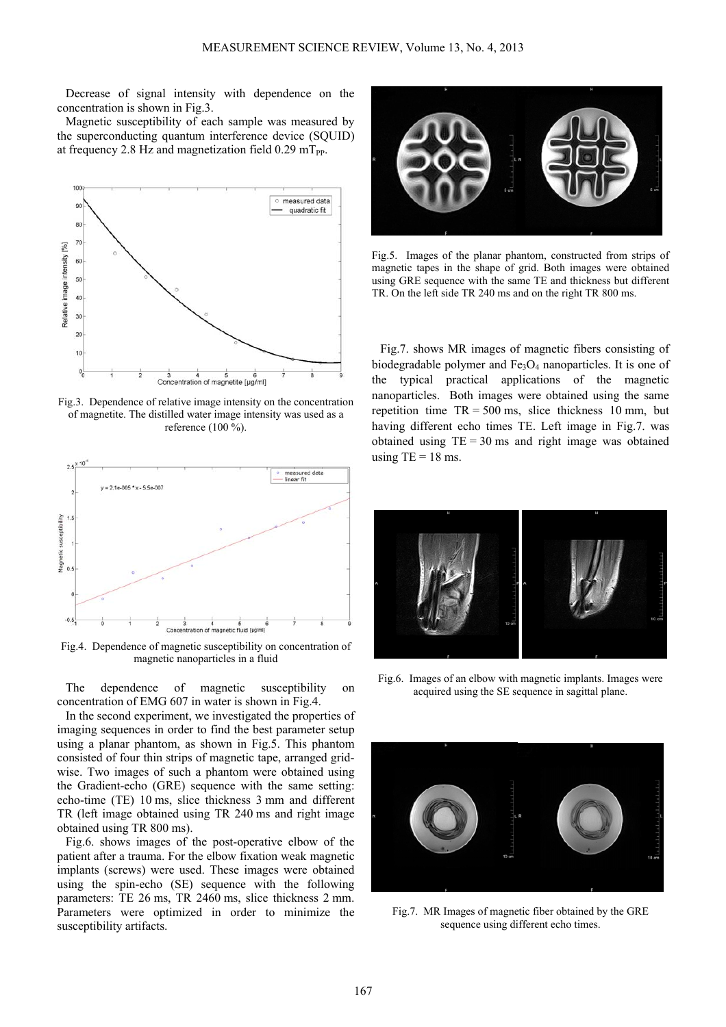Decrease of signal intensity with dependence on the concentration is shown in Fig.3.

Magnetic susceptibility of each sample was measured by the superconducting quantum interference device (SQUID) at frequency 2.8 Hz and magnetization field 0.29 $mT_{PP}$.

Fig.3. Dependence of relative image intensity on the concentration of magnetite. The distilled water image intensity was used as a reference (100 %).

Fig.4. Dependence of magnetic susceptibility on concentration of magnetic nanoparticles in a fluid

The dependence of magnetic susceptibility on concentration of EMG 607 in water is shown in Fig.4.

In the second experiment, we investigated the properties of imaging sequences in order to find the best parameter setup using a planar phantom, as shown in Fig.5. This phantom consisted of four thin strips of magnetic tape, arranged grid-wise. Two images of such a phantom were obtained using the Gradient-echo (GRE) sequence with the same setting: echo-time (TE) 10 ms, slice thickness 3 mm and different TR (left image obtained using TR 240 ms and right image obtained using TR 800 ms).

Fig.6. shows images of the post-operative elbow of the patient after a trauma. For the elbow fixation weak magnetic implants (screws) were used. These images were obtained using the spin-echo (SE) sequence with the following parameters: TE 26 ms, TR 2460 ms, slice thickness 2 mm. Parameters were optimized in order to minimize the susceptibility artifacts.

Fig.5. Images of the planar phantom, constructed from strips of magnetic tapes in the shape of grid. Both images were obtained using GRE sequence with the same TE and thickness but different TR. On the left side TR 240 ms and on the right TR 800 ms.

Fig.7. shows MR images of magnetic fibers consisting of biodegradable polymer and $Fe_3O_4$ nanoparticles. It is one of the typical practical applications of the magnetic nanoparticles. Both images were obtained using the same repetition time TR = 500 ms, slice thickness 10 mm, but having different echo times TE. Left image in Fig.7. was obtained using TE = 30 ms and right image was obtained using TE = 18 ms.

Fig.6. Images of an elbow with magnetic implants. Images were acquired using the SE sequence in sagittal plane.

Fig.7. MR Images of magnetic fiber obtained by the GRE sequence using different echo times.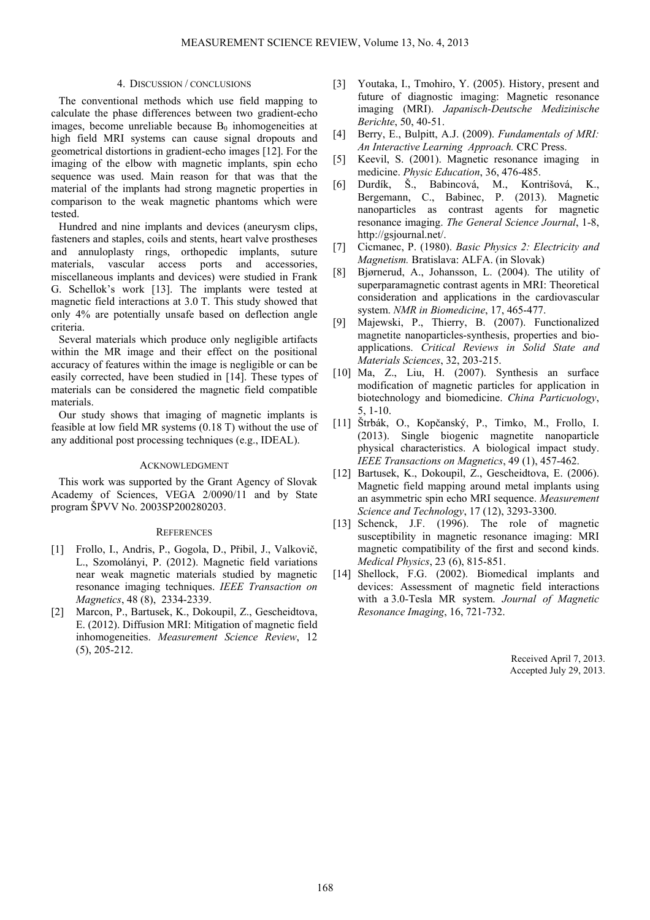## 4. DISCUSSION / CONCLUSIONS

The conventional methods which use field mapping to calculate the phase differences between two gradient-echo images, become unreliable because $B_0$ inhomogeneities at high field MRI systems can cause signal dropouts and geometrical distortions in gradient-echo images [12]. For the imaging of the elbow with magnetic implants, spin echo sequence was used. Main reason for that was that the material of the implants had strong magnetic properties in comparison to the weak magnetic phantoms which were tested.

Hundred and nine implants and devices (aneurysm clips, fasteners and staples, coils and stents, heart valve prostheses and annuloplasty rings, orthopedic implants, suture materials, vascular access ports and accessories, miscellaneous implants and devices) were studied in Frank G. Schellok's work [13]. The implants were tested at magnetic field interactions at 3.0 T. This study showed that only 4% are potentially unsafe based on deflection angle criteria.

Several materials which produce only negligible artifacts within the MR image and their effect on the positional accuracy of features within the image is negligible or can be easily corrected, have been studied in [14]. These types of materials can be considered the magnetic field compatible materials.

Our study shows that imaging of magnetic implants is feasible at low field MR systems (0.18 T) without the use of any additional post processing techniques (e.g., IDEAL).

## ACKNOWLEDGMENT

This work was supported by the Grant Agency of Slovak Academy of Sciences, VEGA 2/0090/11 and by State program ŠPVV No. 2003SP200280203.

## REFERENCES

[1] Frollo, I., Andris, P., Gogola, D., Přibil, J., Valkovič, L., Szomolányi, P. (2012). Magnetic field variations near weak magnetic materials studied by magnetic resonance imaging techniques. *IEEE Transaction on Magnetics*, 48 (8), 2334-2339.

[2] Marcon, P., Bartusek, K., Dokoupil, Z., Gescheidtova, E. (2012). Diffusion MRI: Mitigation of magnetic field inhomogeneities. *Measurement Science Review*, 12 (5), 205-212.

[3] Youtaka, I., Tmohiro, Y. (2005). History, present and future of diagnostic imaging: Magnetic resonance imaging (MRI). *Japanisch-Deutsche Medizinische Berichte*, 50, 40-51.

[4] Berry, E., Bulpitt, A.J. (2009). *Fundamentals of MRI: An Interactive Learning Approach.* CRC Press.

[5] Keevil, S. (2001). Magnetic resonance imaging in medicine. *Physic Education*, 36, 476-485.

[6] Durdík, Š., Babincová, M., Kontrišová, K., Bergemann, C., Babinec, P. (2013). Magnetic nanoparticles as contrast agents for magnetic resonance imaging. *The General Science Journal*, 1-8, http://gsjournal.net/.

[7] Cicmanec, P. (1980). *Basic Physics 2: Electricity and Magnetism.* Bratislava: ALFA. (in Slovak)

[8] Bjørnerud, A., Johansson, L. (2004). The utility of superparamagnetic contrast agents in MRI: Theoretical consideration and applications in the cardiovascular system. *NMR in Biomedicine*, 17, 465-477.

[9] Majewski, P., Thierry, B. (2007). Functionalized magnetite nanoparticles-synthesis, properties and bio-applications. *Critical Reviews in Solid State and Materials Sciences*, 32, 203-215.

[10] Ma, Z., Liu, H. (2007). Synthesis an surface modification of magnetic particles for application in biotechnology and biomedicine. *China Particuology*, 5, 1-10.

[11] Štrbák, O., Kopčanský, P., Timko, M., Frollo, I. (2013). Single biogenic magnetite nanoparticle physical characteristics. A biological impact study. *IEEE Transactions on Magnetics*, 49 (1), 457-462.

[12] Bartusek, K., Dokoupil, Z., Gescheidtova, E. (2006). Magnetic field mapping around metal implants using an asymmetric spin echo MRI sequence. *Measurement Science and Technology*, 17 (12), 3293-3300.

[13] Schenck, J.F. (1996). The role of magnetic susceptibility in magnetic resonance imaging: MRI magnetic compatibility of the first and second kinds. *Medical Physics*, 23 (6), 815-851.

[14] Shellock, F.G. (2002). Biomedical implants and devices: Assessment of magnetic field interactions with a 3.0-Tesla MR system. *Journal of Magnetic Resonance Imaging*, 16, 721-732.

Received April 7, 2013.
Accepted July 29, 2013.